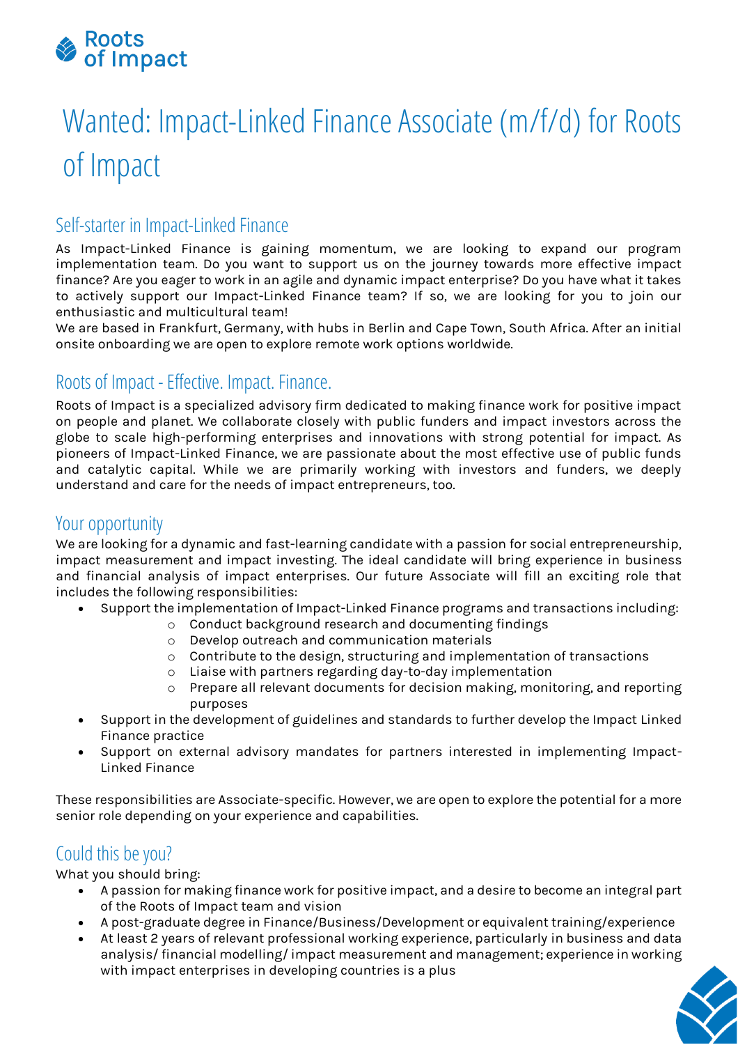Roots of Impact

# Wanted: Impact-Linked Finance Associate (m/f/d) for Roots of Impact

## Self-starter in Impact-Linked Finance

As Impact-Linked Finance is gaining momentum, we are looking to expand our program implementation team. Do you want to support us on the journey towards more effective impact finance? Are you eager to work in an agile and dynamic impact enterprise? Do you have what it takes to actively support our Impact-Linked Finance team? If so, we are looking for you to join our enthusiastic and multicultural team!

We are based in Frankfurt, Germany, with hubs in Berlin and Cape Town, South Africa. After an initial onsite onboarding we are open to explore remote work options worldwide.

## Roots of Impact - Effective. Impact. Finance.

Roots of Impact is a specialized advisory firm dedicated to making finance work for positive impact on people and planet. We collaborate closely with public funders and impact investors across the globe to scale high-performing enterprises and innovations with strong potential for impact. As pioneers of Impact-Linked Finance, we are passionate about the most effective use of public funds and catalytic capital. While we are primarily working with investors and funders, we deeply understand and care for the needs of impact entrepreneurs, too.

## Your opportunity

We are looking for a dynamic and fast-learning candidate with a passion for social entrepreneurship, impact measurement and impact investing. The ideal candidate will bring experience in business and financial analysis of impact enterprises. Our future Associate will fill an exciting role that includes the following responsibilities:

- Support the implementation of Impact-Linked Finance programs and transactions including:
  - Conduct background research and documenting findings
  - Develop outreach and communication materials
  - Contribute to the design, structuring and implementation of transactions
  - Liaise with partners regarding day-to-day implementation
  - Prepare all relevant documents for decision making, monitoring, and reporting purposes
- Support in the development of guidelines and standards to further develop the Impact Linked Finance practice
- Support on external advisory mandates for partners interested in implementing Impact-Linked Finance

These responsibilities are Associate-specific. However, we are open to explore the potential for a more senior role depending on your experience and capabilities.

## Could this be you?

What you should bring:

- A passion for making finance work for positive impact, and a desire to become an integral part of the Roots of Impact team and vision
- A post-graduate degree in Finance/Business/Development or equivalent training/experience
- At least 2 years of relevant professional working experience, particularly in business and data analysis/ financial modelling/ impact measurement and management; experience in working with impact enterprises in developing countries is a plus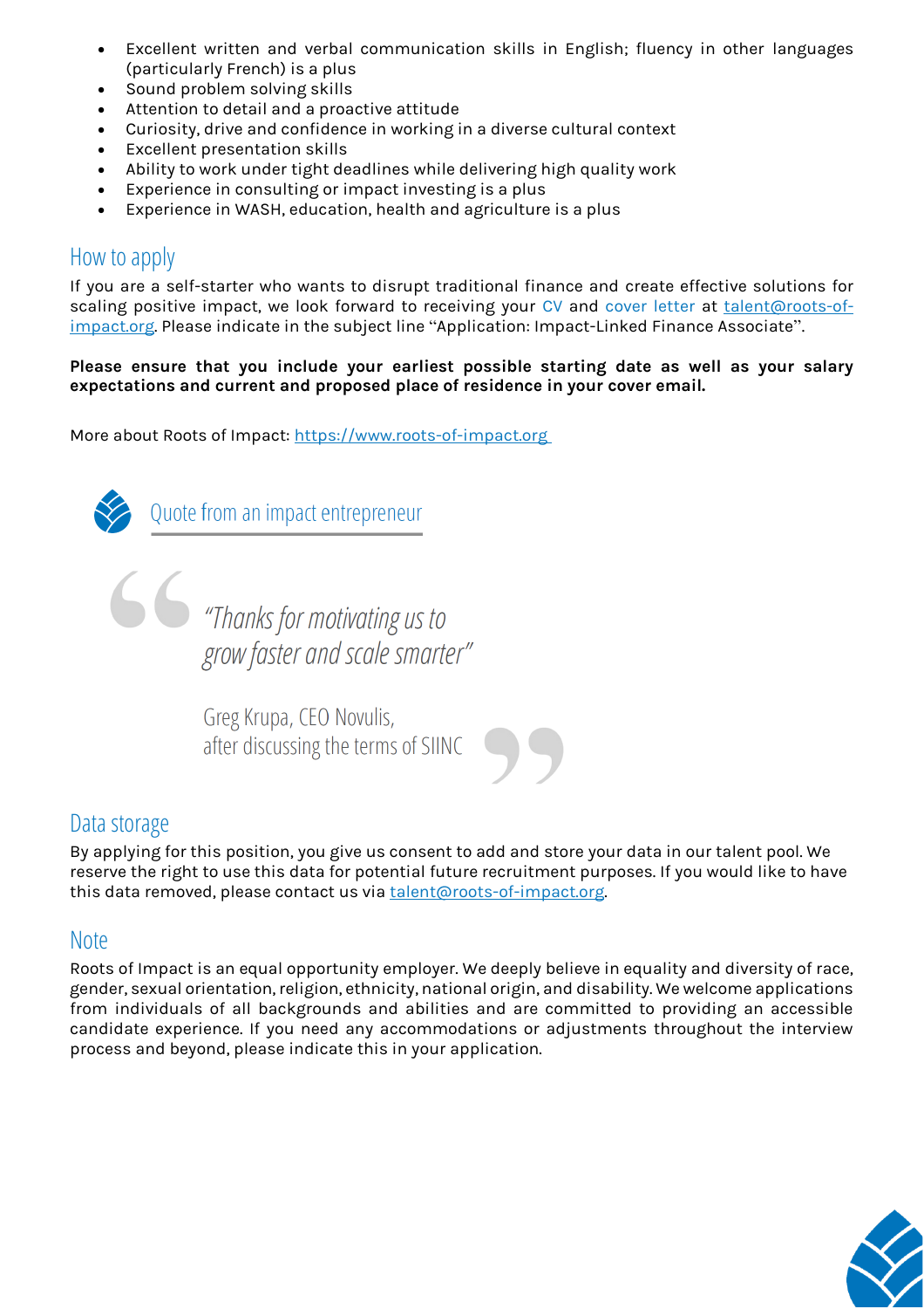- Excellent written and verbal communication skills in English; fluency in other languages (particularly French) is a plus
- Sound problem solving skills
- Attention to detail and a proactive attitude
- Curiosity, drive and confidence in working in a diverse cultural context
- Excellent presentation skills
- Ability to work under tight deadlines while delivering high quality work
- Experience in consulting or impact investing is a plus
- Experience in WASH, education, health and agriculture is a plus

## How to apply

If you are a self-starter who wants to disrupt traditional finance and create effective solutions for scaling positive impact, we look forward to receiving your CV and cover letter at talent@roots-of-impact.org. Please indicate in the subject line "Application: Impact-Linked Finance Associate".

**Please ensure that you include your earliest possible starting date as well as your salary expectations and current and proposed place of residence in your cover email.**

More about Roots of Impact: https://www.roots-of-impact.org

## Quote from an impact entrepreneur

> *"Thanks for motivating us to grow faster and scale smarter"*
>
> Greg Krupa, CEO Novulis,
> after discussing the terms of SIINC

## Data storage

By applying for this position, you give us consent to add and store your data in our talent pool. We reserve the right to use this data for potential future recruitment purposes. If you would like to have this data removed, please contact us via talent@roots-of-impact.org.

## Note

Roots of Impact is an equal opportunity employer. We deeply believe in equality and diversity of race, gender, sexual orientation, religion, ethnicity, national origin, and disability. We welcome applications from individuals of all backgrounds and abilities and are committed to providing an accessible candidate experience. If you need any accommodations or adjustments throughout the interview process and beyond, please indicate this in your application.